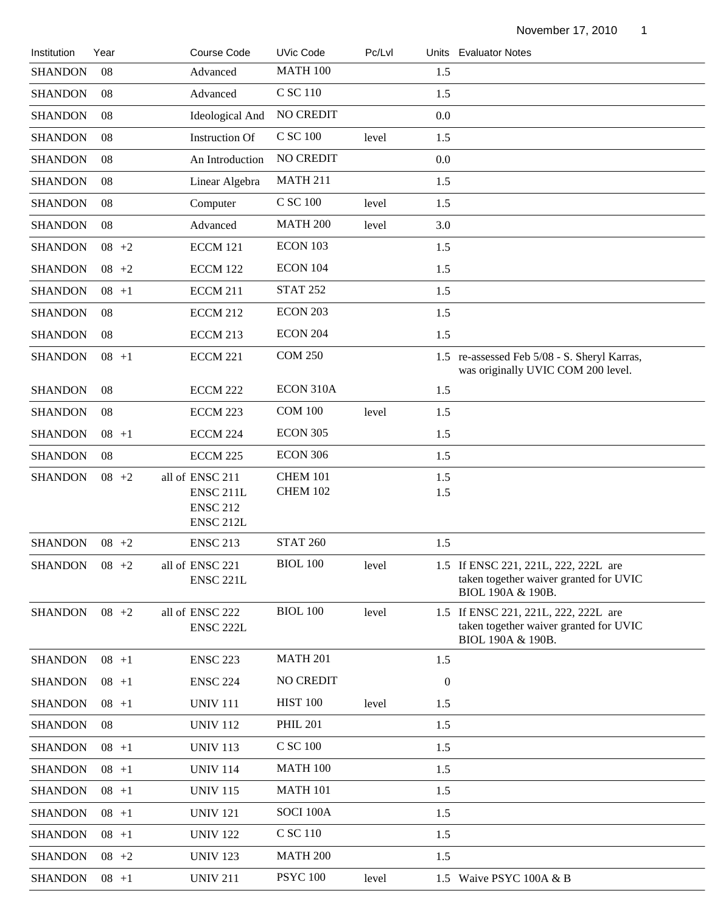| Institution | Year | | Course Code | UVic Code | Pc/Lvl | Units | Evaluator Notes |
|---|---|---|---|---|---|---|---|
| SHANDON | 08 | | Advanced | MATH 100 | | 1.5 | |
| SHANDON | 08 | | Advanced | C SC 110 | | 1.5 | |
| SHANDON | 08 | | Ideological And | NO CREDIT | | 0.0 | |
| SHANDON | 08 | | Instruction Of | C SC 100 | level | 1.5 | |
| SHANDON | 08 | | An Introduction | NO CREDIT | | 0.0 | |
| SHANDON | 08 | | Linear Algebra | MATH 211 | | 1.5 | |
| SHANDON | 08 | | Computer | C SC 100 | level | 1.5 | |
| SHANDON | 08 | | Advanced | MATH 200 | level | 3.0 | |
| SHANDON | 08 +2 | | ECCM 121 | ECON 103 | | 1.5 | |
| SHANDON | 08 +2 | | ECCM 122 | ECON 104 | | 1.5 | |
| SHANDON | 08 +1 | | ECCM 211 | STAT 252 | | 1.5 | |
| SHANDON | 08 | | ECCM 212 | ECON 203 | | 1.5 | |
| SHANDON | 08 | | ECCM 213 | ECON 204 | | 1.5 | |
| SHANDON | 08 +1 | | ECCM 221 | COM 250 | | 1.5 | re-assessed Feb 5/08 - S. Sheryl Karras, was originally UVIC COM 200 level. |
| SHANDON | 08 | | ECCM 222 | ECON 310A | | 1.5 | |
| SHANDON | 08 | | ECCM 223 | COM 100 | level | 1.5 | |
| SHANDON | 08 +1 | | ECCM 224 | ECON 305 | | 1.5 | |
| SHANDON | 08 | | ECCM 225 | ECON 306 | | 1.5 | |
| SHANDON | 08 +2 | all of | ENSC 211<br>ENSC 211L<br>ENSC 212<br>ENSC 212L | CHEM 101<br>CHEM 102 | | 1.5<br>1.5 | |
| SHANDON | 08 +2 | | ENSC 213 | STAT 260 | | 1.5 | |
| SHANDON | 08 +2 | all of | ENSC 221<br>ENSC 221L | BIOL 100 | level | 1.5 | If ENSC 221, 221L, 222, 222L are taken together waiver granted for UVIC BIOL 190A & 190B. |
| SHANDON | 08 +2 | all of | ENSC 222<br>ENSC 222L | BIOL 100 | level | 1.5 | If ENSC 221, 221L, 222, 222L are taken together waiver granted for UVIC BIOL 190A & 190B. |
| SHANDON | 08 +1 | | ENSC 223 | MATH 201 | | 1.5 | |
| SHANDON | 08 +1 | | ENSC 224 | NO CREDIT | | 0 | |
| SHANDON | 08 +1 | | UNIV 111 | HIST 100 | level | 1.5 | |
| SHANDON | 08 | | UNIV 112 | PHIL 201 | | 1.5 | |
| SHANDON | 08 +1 | | UNIV 113 | C SC 100 | | 1.5 | |
| SHANDON | 08 +1 | | UNIV 114 | MATH 100 | | 1.5 | |
| SHANDON | 08 +1 | | UNIV 115 | MATH 101 | | 1.5 | |
| SHANDON | 08 +1 | | UNIV 121 | SOCI 100A | | 1.5 | |
| SHANDON | 08 +1 | | UNIV 122 | C SC 110 | | 1.5 | |
| SHANDON | 08 +2 | | UNIV 123 | MATH 200 | | 1.5 | |
| SHANDON | 08 +1 | | UNIV 211 | PSYC 100 | level | 1.5 | Waive PSYC 100A & B |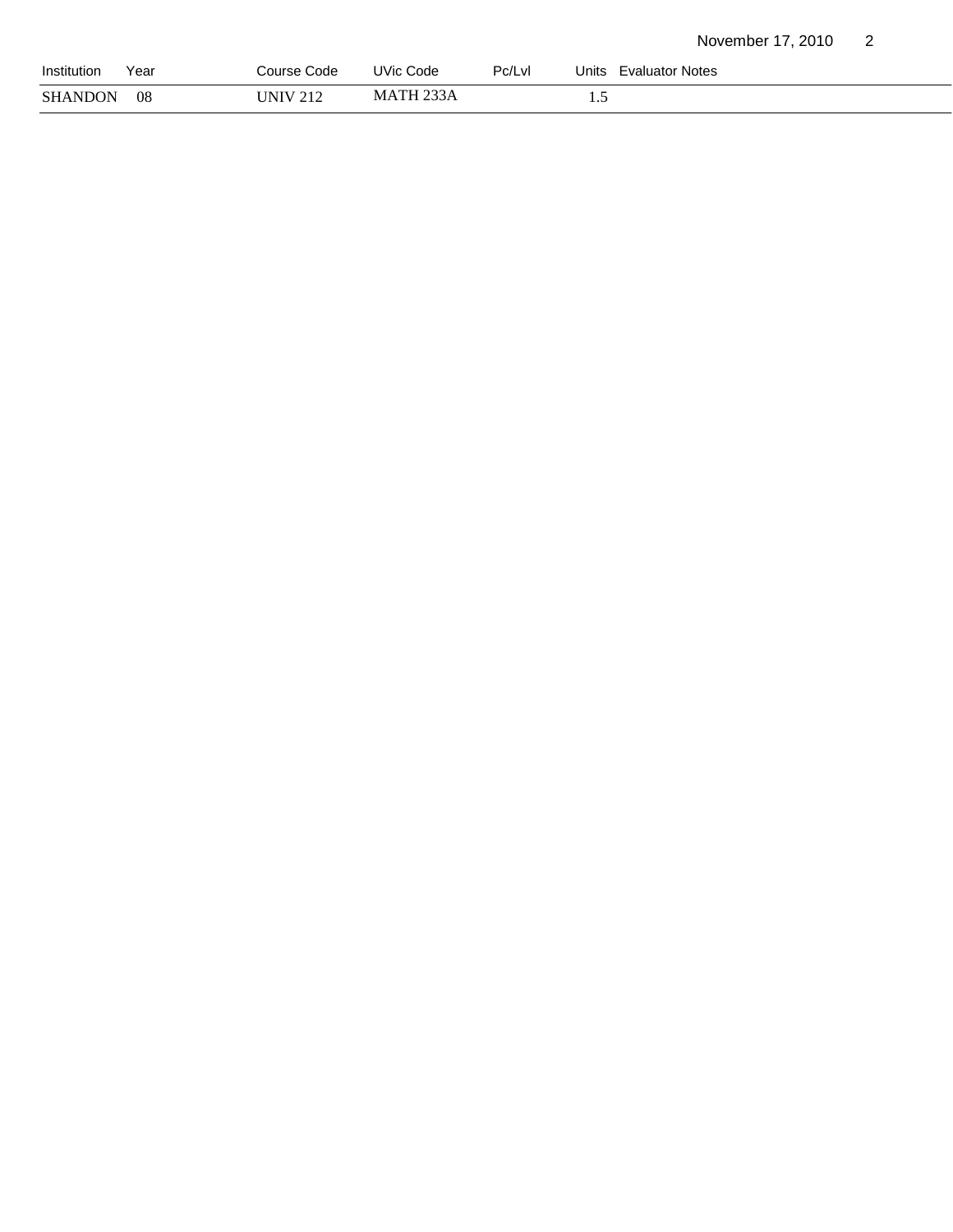| Institution | Year | Course Code | UVic Code | Pc/Lvl | Units | Evaluator Notes |
|---|---|---|---|---|---|---|
| SHANDON | 08 | UNIV 212 | MATH 233A | | 1.5 | |